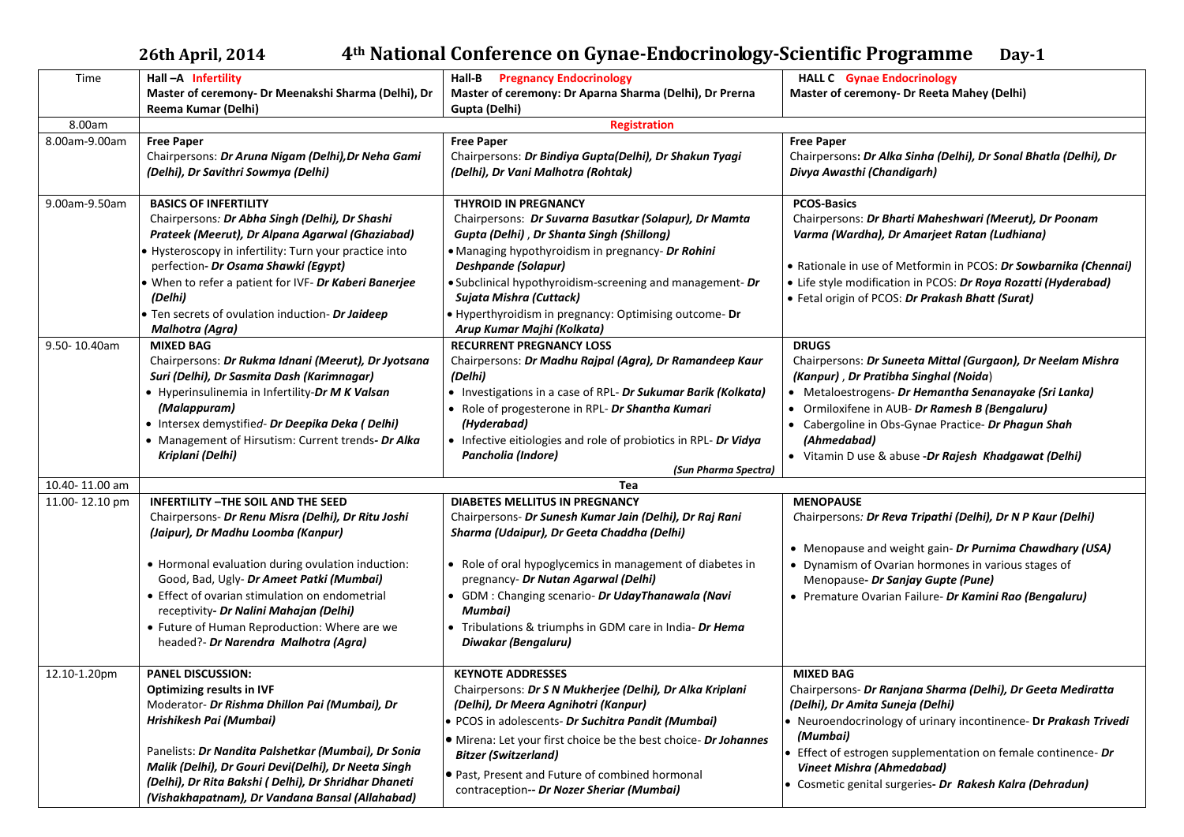## 26th April, 2014 — 4th National Conference on Gynae-Endocrinology-Scientific Programme — Day-1

| Time | Hall –A Infertility<br>Master of ceremony- Dr Meenakshi Sharma (Delhi), Dr Reema Kumar (Delhi) | Hall-B Pregnancy Endocrinology<br>Master of ceremony: Dr Aparna Sharma (Delhi), Dr Prerna Gupta (Delhi) | HALL C Gynae Endocrinology<br>Master of ceremony- Dr Reeta Mahey (Delhi) |
|---|---|---|---|
| 8.00am | **Registration** | | |
| 8.00am-9.00am | **Free Paper**<br>Chairpersons: ***Dr Aruna Nigam (Delhi), Dr Neha Gami (Delhi), Dr Savithri Sowmya (Delhi)*** | **Free Paper**<br>Chairpersons: ***Dr Bindiya Gupta(Delhi), Dr Shakun Tyagi (Delhi), Dr Vani Malhotra (Rohtak)*** | **Free Paper**<br>Chairpersons: ***Dr Alka Sinha (Delhi), Dr Sonal Bhatla (Delhi), Dr Divya Awasthi (Chandigarh)*** |
| 9.00am-9.50am | **BASICS OF INFERTILITY**<br>Chairpersons: ***Dr Abha Singh (Delhi), Dr Shashi Prateek (Meerut), Dr Alpana Agarwal (Ghaziabad)***<br>• Hysteroscopy in infertility: Turn your practice into perfection- ***Dr Osama Shawki (Egypt)***<br>• When to refer a patient for IVF- ***Dr Kaberi Banerjee (Delhi)***<br>• Ten secrets of ovulation induction- ***Dr Jaideep Malhotra (Agra)*** | **THYROID IN PREGNANCY**<br>Chairpersons: ***Dr Suvarna Basutkar (Solapur), Dr Mamta Gupta (Delhi), Dr Shanta Singh (Shillong)***<br>• Managing hypothyroidism in pregnancy- ***Dr Rohini Deshpande (Solapur)***<br>• Subclinical hypothyroidism-screening and management- ***Dr Sujata Mishra (Cuttack)***<br>• Hyperthyroidism in pregnancy: Optimising outcome- ***Dr Arup Kumar Majhi (Kolkata)*** | **PCOS-Basics**<br>Chairpersons: ***Dr Bharti Maheshwari (Meerut), Dr Poonam Varma (Wardha), Dr Amarjeet Ratan (Ludhiana)***<br>• Rationale in use of Metformin in PCOS: ***Dr Sowbarnika (Chennai)***<br>• Life style modification in PCOS: ***Dr Roya Rozatti (Hyderabad)***<br>• Fetal origin of PCOS: ***Dr Prakash Bhatt (Surat)*** |
| 9.50- 10.40am | **MIXED BAG**<br>Chairpersons: ***Dr Rukma Idnani (Meerut), Dr Jyotsana Suri (Delhi), Dr Sasmita Dash (Karimnagar)***<br>• Hyperinsulinemia in Infertility-***Dr M K Valsan (Malappuram)***<br>• Intersex demystified- ***Dr Deepika Deka ( Delhi)***<br>• Management of Hirsutism: Current trends- ***Dr Alka Kriplani (Delhi)*** | **RECURRENT PREGNANCY LOSS**<br>Chairpersons: ***Dr Madhu Rajpal (Agra), Dr Ramandeep Kaur (Delhi)***<br>• Investigations in a case of RPL- ***Dr Sukumar Barik (Kolkata)***<br>• Role of progesterone in RPL- ***Dr Shantha Kumari (Hyderabad)***<br>• Infective eitiologies and role of probiotics in RPL- ***Dr Vidya Pancholia (Indore)***<br>***(Sun Pharma Spectra)*** | **DRUGS**<br>Chairpersons: ***Dr Suneeta Mittal (Gurgaon), Dr Neelam Mishra (Kanpur), Dr Pratibha Singhal (Noida)***<br>• Metaloestrogens- ***Dr Hemantha Senanayake (Sri Lanka)***<br>• Ormiloxifene in AUB- ***Dr Ramesh B (Bengaluru)***<br>• Cabergoline in Obs-Gynae Practice- ***Dr Phagun Shah (Ahmedabad)***<br>• Vitamin D use & abuse -***Dr Rajesh Khadgawat (Delhi)*** |
| 10.40- 11.00 am | **Tea** | | |
| 11.00- 12.10 pm | **INFERTILITY –THE SOIL AND THE SEED**<br>Chairpersons- ***Dr Renu Misra (Delhi), Dr Ritu Joshi (Jaipur), Dr Madhu Loomba (Kanpur)***<br>• Hormonal evaluation during ovulation induction: Good, Bad, Ugly- ***Dr Ameet Patki (Mumbai)***<br>• Effect of ovarian stimulation on endometrial receptivity- ***Dr Nalini Mahajan (Delhi)***<br>• Future of Human Reproduction: Where are we headed?- ***Dr Narendra Malhotra (Agra)*** | **DIABETES MELLITUS IN PREGNANCY**<br>Chairpersons- ***Dr Sunesh Kumar Jain (Delhi), Dr Raj Rani Sharma (Udaipur), Dr Geeta Chaddha (Delhi)***<br>• Role of oral hypoglycemics in management of diabetes in pregnancy- ***Dr Nutan Agarwal (Delhi)***<br>• GDM : Changing scenario- ***Dr UdayThanawala (Navi Mumbai)***<br>• Tribulations & triumphs in GDM care in India- ***Dr Hema Diwakar (Bengaluru)*** | **MENOPAUSE**<br>Chairpersons: ***Dr Reva Tripathi (Delhi), Dr N P Kaur (Delhi)***<br>• Menopause and weight gain- ***Dr Purnima Chawdhary (USA)***<br>• Dynamism of Ovarian hormones in various stages of Menopause- ***Dr Sanjay Gupte (Pune)***<br>• Premature Ovarian Failure- ***Dr Kamini Rao (Bengaluru)*** |
| 12.10-1.20pm | **PANEL DISCUSSION:**<br>**Optimizing results in IVF**<br>Moderator- ***Dr Rishma Dhillon Pai (Mumbai), Dr Hrishikesh Pai (Mumbai)***<br>Panelists: ***Dr Nandita Palshetkar (Mumbai), Dr Sonia Malik (Delhi), Dr Gouri Devi(Delhi), Dr Neeta Singh (Delhi), Dr Rita Bakshi ( Delhi), Dr Shridhar Dhaneti (Vishakhapatnam), Dr Vandana Bansal (Allahabad)*** | **KEYNOTE ADDRESSES**<br>Chairpersons: ***Dr S N Mukherjee (Delhi), Dr Alka Kriplani (Delhi), Dr Meera Agnihotri (Kanpur)***<br>• PCOS in adolescents- ***Dr Suchitra Pandit (Mumbai)***<br>• Mirena: Let your first choice be the best choice- ***Dr Johannes Bitzer (Switzerland)***<br>• Past, Present and Future of combined hormonal contraception-- ***Dr Nozer Sheriar (Mumbai)*** | **MIXED BAG**<br>Chairpersons- ***Dr Ranjana Sharma (Delhi), Dr Geeta Mediratta (Delhi), Dr Amita Suneja (Delhi)***<br>• Neuroendocrinology of urinary incontinence- **Dr Prakash Trivedi (Mumbai)**<br>• Effect of estrogen supplementation on female continence- ***Dr Vineet Mishra (Ahmedabad)***<br>• Cosmetic genital surgeries- ***Dr Rakesh Kalra (Dehradun)*** |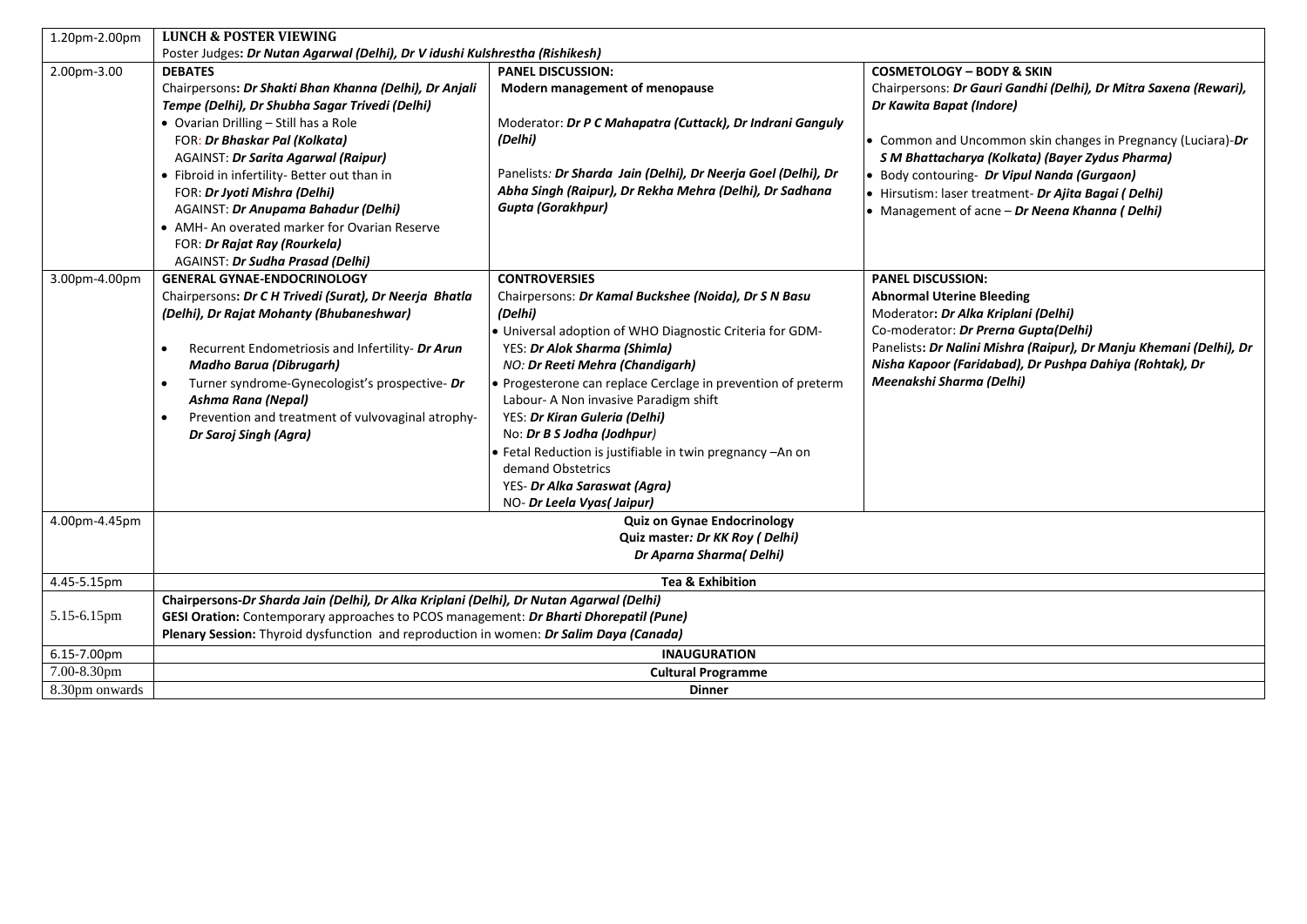| | | | |
|---|---|---|---|
| 1.20pm-2.00pm | **LUNCH & POSTER VIEWING**<br>Poster Judges**: *Dr Nutan Agarwal (Delhi), Dr V idushi Kulshrestha (Rishikesh)*** | | |
| 2.00pm-3.00 | **DEBATES**<br>Chairpersons**: *Dr Shakti Bhan Khanna (Delhi), Dr Anjali Tempe (Delhi), Dr Shubha Sagar Trivedi (Delhi)***<br>• Ovarian Drilling – Still has a Role<br>FOR: ***Dr Bhaskar Pal (Kolkata)***<br>AGAINST: ***Dr Sarita Agarwal (Raipur)***<br>• Fibroid in infertility- Better out than in<br>FOR: ***Dr Jyoti Mishra (Delhi)***<br>AGAINST: ***Dr Anupama Bahadur (Delhi)***<br>• AMH- An overated marker for Ovarian Reserve<br>FOR: ***Dr Rajat Ray (Rourkela)***<br>AGAINST: ***Dr Sudha Prasad (Delhi)*** | **PANEL DISCUSSION:**<br>**Modern management of menopause**<br><br>Moderator: ***Dr P C Mahapatra (Cuttack), Dr Indrani Ganguly (Delhi)***<br><br>Panelists*: **Dr Sharda Jain (Delhi), Dr Neerja Goel (Delhi), Dr Abha Singh (Raipur), Dr Rekha Mehra (Delhi), Dr Sadhana Gupta (Gorakhpur)*** | **COSMETOLOGY – BODY & SKIN**<br>Chairpersons: ***Dr Gauri Gandhi (Delhi), Dr Mitra Saxena (Rewari), Dr Kawita Bapat (Indore)***<br><br>• Common and Uncommon skin changes in Pregnancy (Luciara)-***Dr S M Bhattacharya (Kolkata) (Bayer Zydus Pharma)***<br>• Body contouring- ***Dr Vipul Nanda (Gurgaon)***<br>• Hirsutism: laser treatment- ***Dr Ajita Bagai ( Delhi)***<br>• Management of acne – ***Dr Neena Khanna ( Delhi)*** |
| 3.00pm-4.00pm | **GENERAL GYNAE-ENDOCRINOLOGY**<br>Chairpersons**: *Dr C H Trivedi (Surat), Dr Neerja Bhatla (Delhi), Dr Rajat Mohanty (Bhubaneshwar)***<br><br>• Recurrent Endometriosis and Infertility- ***Dr Arun Madho Barua (Dibrugarh)***<br>• Turner syndrome-Gynecologist's prospective- ***Dr Ashma Rana (Nepal)***<br>• Prevention and treatment of vulvovaginal atrophy- ***Dr Saroj Singh (Agra)*** | **CONTROVERSIES**<br>Chairpersons: ***Dr Kamal Buckshee (Noida), Dr S N Basu (Delhi)***<br>• Universal adoption of WHO Diagnostic Criteria for GDM-<br>YES: ***Dr Alok Sharma (Shimla)***<br>*NO: **Dr Reeti Mehra (Chandigarh)***<br>• Progesterone can replace Cerclage in prevention of preterm Labour- A Non invasive Paradigm shift<br>YES: ***Dr Kiran Guleria (Delhi)***<br>No: ***Dr B S Jodha (Jodhpur)***<br>• Fetal Reduction is justifiable in twin pregnancy –An on demand Obstetrics<br>YES- ***Dr Alka Saraswat (Agra)***<br>NO- ***Dr Leela Vyas( Jaipur)*** | **PANEL DISCUSSION:**<br>**Abnormal Uterine Bleeding**<br>Moderator**: *Dr Alka Kriplani (Delhi)***<br>Co-moderator: ***Dr Prerna Gupta(Delhi)***<br>Panelists**: *Dr Nalini Mishra (Raipur), Dr Manju Khemani (Delhi), Dr Nisha Kapoor (Faridabad), Dr Pushpa Dahiya (Rohtak), Dr Meenakshi Sharma (Delhi)*** |
| 4.00pm-4.45pm | **Quiz on Gynae Endocrinology**<br>**Quiz master*: Dr KK Roy ( Delhi)***<br>***Dr Aparna Sharma( Delhi)*** | | |
| 4.45-5.15pm | **Tea & Exhibition** | | |
| 5.15-6.15pm | **Chairpersons-*Dr Sharda Jain (Delhi), Dr Alka Kriplani (Delhi), Dr Nutan Agarwal (Delhi)***<br>**GESI Oration:** Contemporary approaches to PCOS management: ***Dr Bharti Dhorepatil (Pune)***<br>**Plenary Session:** Thyroid dysfunction and reproduction in women: ***Dr Salim Daya (Canada)*** | | |
| 6.15-7.00pm | **INAUGURATION** | | |
| 7.00-8.30pm | **Cultural Programme** | | |
| 8.30pm onwards | **Dinner** | | |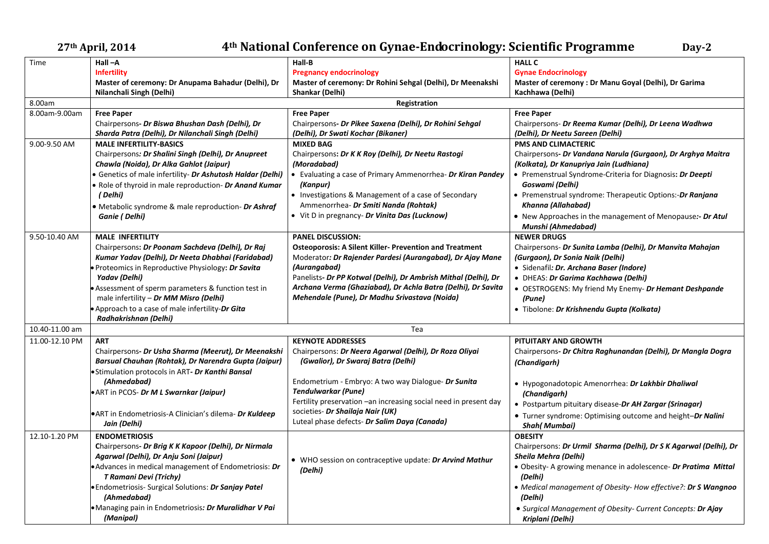**27th April, 2014 — 4th National Conference on Gynae-Endocrinology: Scientific Programme — Day-2**

| Time | Hall –A<br>**Infertility**<br>**Master of ceremony: Dr Anupama Bahadur (Delhi), Dr Nilanchali Singh (Delhi)** | Hall-B<br>**Pregnancy endocrinology**<br>**Master of ceremony: Dr Rohini Sehgal (Delhi), Dr Meenakshi Shankar (Delhi)** | HALL C<br>**Gynae Endocrinology**<br>**Master of ceremony : Dr Manu Goyal (Delhi), Dr Garima Kachhawa (Delhi)** |
|---|---|---|---|
| 8.00am | **Registration** | | |
| 8.00am-9.00am | **Free Paper**<br>Chairpersons- ***Dr Biswa Bhushan Dash (Delhi), Dr Sharda Patra (Delhi), Dr Nilanchali Singh (Delhi)*** | **Free Paper**<br>Chairpersons- ***Dr Pikee Saxena (Delhi), Dr Rohini Sehgal (Delhi), Dr Swati Kochar (Bikaner)*** | **Free Paper**<br>Chairpersons- ***Dr Reema Kumar (Delhi), Dr Leena Wadhwa (Delhi), Dr Neetu Sareen (Delhi)*** |
| 9.00-9.50 AM | **MALE INFERTILITY-BASICS**<br>Chairpersons***: Dr Shalini Singh (Delhi), Dr Anupreet Chawla (Noida), Dr Alka Gahlot (Jaipur)***<br>• Genetics of male infertility- ***Dr Ashutosh Haldar (Delhi)***<br>• Role of thyroid in male reproduction- ***Dr Anand Kumar ( Delhi)***<br>• Metabolic syndrome & male reproduction- ***Dr Ashraf Ganie ( Delhi)*** | **MIXED BAG**<br>Chairpersons***: Dr K K Roy (Delhi), Dr Neetu Rastogi (Moradabad)***<br>• Evaluating a case of Primary Ammenorrhea- ***Dr Kiran Pandey (Kanpur)***<br>• Investigations & Management of a case of Secondary Ammenorrhea- ***Dr Smiti Nanda (Rohtak)***<br>• Vit D in pregnancy- ***Dr Vinita Das (Lucknow)*** | **PMS AND CLIMACTERIC**<br>Chairpersons- ***Dr Vandana Narula (Gurgaon), Dr Arghya Maitra (Kolkata), Dr Kanupriya Jain (Ludhiana)***<br>• Premenstrual Syndrome-Criteria for Diagnosis***: Dr Deepti Goswami (Delhi)***<br>• Premenstrual syndrome: Therapeutic Options:-***Dr Ranjana Khanna (Allahabad)***<br>• New Approaches in the management of Menopause***:- Dr Atul Munshi (Ahmedabad)*** |
| 9.50-10.40 AM | **MALE INFERTILITY**<br>Chairpersons: ***Dr Poonam Sachdeva (Delhi), Dr Raj Kumar Yadav (Delhi), Dr Neeta Dhabhai (Faridabad)***<br>• Proteomics in Reproductive Physiology***: Dr Savita Yadav (Delhi)***<br>• Assessment of sperm parameters & function test in male infertility – ***Dr MM Misro (Delhi)***<br>• Approach to a case of male infertility-***Dr Gita Radhakrishnan (Delhi)*** | **PANEL DISCUSSION:**<br>**Osteoporosis: A Silent Killer- Prevention and Treatment**<br>Moderator***: Dr Rajender Pardesi (Aurangabad), Dr Ajay Mane (Aurangabad)***<br>Panelists- ***Dr PP Kotwal (Delhi), Dr Ambrish Mithal (Delhi), Dr Archana Verma (Ghaziabad), Dr Achla Batra (Delhi), Dr Savita Mehendale (Pune), Dr Madhu Srivastava (Noida)*** | **NEWER DRUGS**<br>Chairpersons- ***Dr Sunita Lamba (Delhi), Dr Manvita Mahajan (Gurgaon), Dr Sonia Naik (Delhi)***<br>• Sidenafil***: Dr. Archana Baser (Indore)***<br>• DHEAS: ***Dr Garima Kachhawa (Delhi)***<br>• OESTROGENS: My friend My Enemy- ***Dr Hemant Deshpande (Pune)***<br>• Tibolone: ***Dr Krishnendu Gupta (Kolkata)*** |
| 10.40-11.00 am | Tea | | |
| 11.00-12.10 PM | **ART**<br>Chairpersons- ***Dr Usha Sharma (Meerut), Dr Meenakshi Barsual Chauhan (Rohtak), Dr Narendra Gupta (Jaipur)***<br>• Stimulation protocols in ART- ***Dr Kanthi Bansal (Ahmedabad)***<br>• ART in PCOS- ***Dr M L Swarnkar (Jaipur)***<br>• ART in Endometriosis-A Clinician's dilema- ***Dr Kuldeep Jain (Delhi)*** | **KEYNOTE ADDRESSES**<br>Chairpersons: ***Dr Neera Agarwal (Delhi), Dr Roza Oliyai (Gwalior), Dr Swaraj Batra (Delhi)***<br>Endometrium - Embryo: A two way Dialogue- ***Dr Sunita Tendulwarkar (Pune)***<br>Fertility preservation –an increasing social need in present day societies- ***Dr Shailaja Nair (UK)***<br>Luteal phase defects- ***Dr Salim Daya (Canada)*** | **PITUITARY AND GROWTH**<br>Chairpersons- ***Dr Chitra Raghunandan (Delhi), Dr Mangla Dogra (Chandigarh)***<br>• Hypogonadotopic Amenorrhea: ***Dr Lakhbir Dhaliwal (Chandigarh)***<br>• Postpartum pituitary disease-***Dr AH Zargar (Srinagar)***<br>• Turner syndrome: Optimising outcome and height–***Dr Nalini Shah( Mumbai)*** |
| 12.10-1.20 PM | **ENDOMETRIOSIS**<br>Chairpersons- ***Dr Brig K K Kapoor (Delhi), Dr Nirmala Agarwal (Delhi), Dr Anju Soni (Jaipur)***<br>• Advances in medical management of Endometriosis: ***Dr T Ramani Devi (Trichy)***<br>• Endometriosis- Surgical Solutions: ***Dr Sanjay Patel (Ahmedabad)***<br>• Managing pain in Endometriosis***: Dr Muralidhar V Pai (Manipal)*** | • WHO session on contraceptive update: ***Dr Arvind Mathur (Delhi)*** | **OBESITY**<br>Chairpersons: ***Dr Urmil Sharma (Delhi), Dr S K Agarwal (Delhi), Dr Sheila Mehra (Delhi)***<br>• Obesity- A growing menance in adolescence- ***Dr Pratima Mittal (Delhi)***<br>• *Medical management of Obesity- How effective?:* ***Dr S Wangnoo (Delhi)***<br>• *Surgical Management of Obesity- Current Concepts:* ***Dr Ajay Kriplani (Delhi)*** |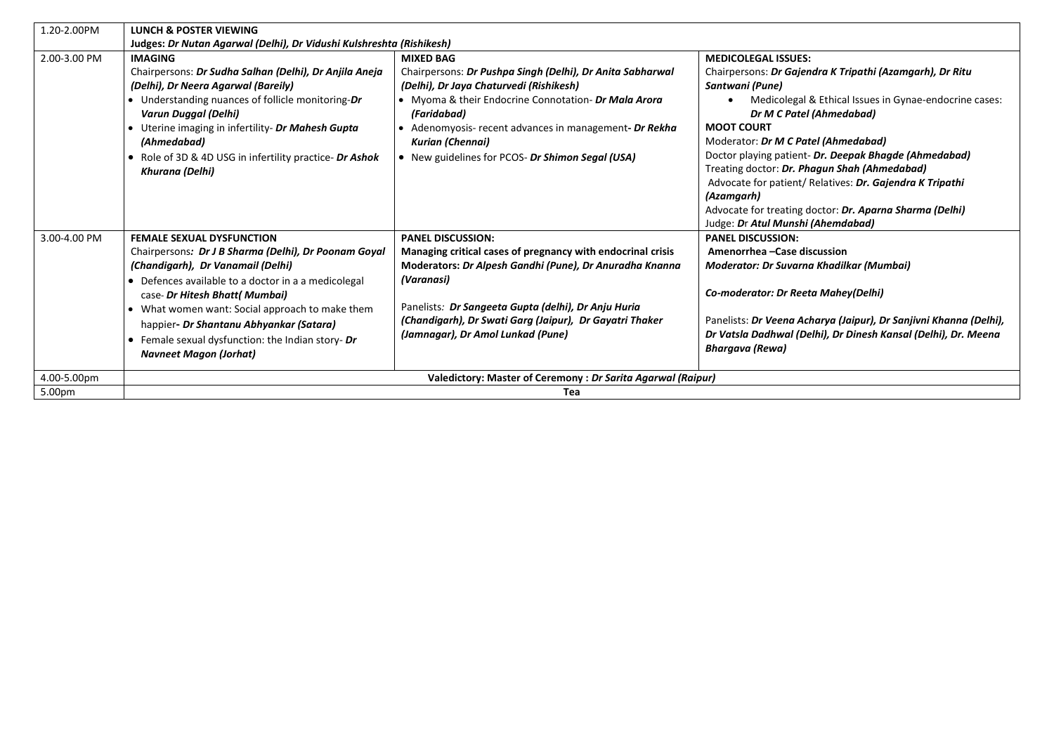| | | | |
|---|---|---|---|
| 1.20-2.00PM | **LUNCH & POSTER VIEWING**<br>**Judges: *Dr Nutan Agarwal (Delhi), Dr Vidushi Kulshreshta (Rishikesh)*** | | |
| 2.00-3.00 PM | **IMAGING**<br>Chairpersons: ***Dr Sudha Salhan (Delhi), Dr Anjila Aneja (Delhi), Dr Neera Agarwal (Bareily)***<br>• Understanding nuances of follicle monitoring-***Dr Varun Duggal (Delhi)***<br>• Uterine imaging in infertility- ***Dr Mahesh Gupta (Ahmedabad)***<br>• Role of 3D & 4D USG in infertility practice- ***Dr Ashok Khurana (Delhi)*** | **MIXED BAG**<br>Chairpersons: ***Dr Pushpa Singh (Delhi), Dr Anita Sabharwal (Delhi), Dr Jaya Chaturvedi (Rishikesh)***<br>• Myoma & their Endocrine Connotation- ***Dr Mala Arora (Faridabad)***<br>• Adenomyosis- recent advances in management- ***Dr Rekha Kurian (Chennai)***<br>• New guidelines for PCOS- ***Dr Shimon Segal (USA)*** | **MEDICOLEGAL ISSUES:**<br>Chairpersons: ***Dr Gajendra K Tripathi (Azamgarh), Dr Ritu Santwani (Pune)***<br>• Medicolegal & Ethical Issues in Gynae-endocrine cases: ***Dr M C Patel (Ahmedabad)***<br>**MOOT COURT**<br>Moderator: ***Dr M C Patel (Ahmedabad)***<br>Doctor playing patient- ***Dr. Deepak Bhagde (Ahmedabad)***<br>Treating doctor: ***Dr. Phagun Shah (Ahmedabad)***<br>Advocate for patient/ Relatives: ***Dr. Gajendra K Tripathi (Azamgarh)***<br>Advocate for treating doctor: ***Dr. Aparna Sharma (Delhi)***<br>Judge: ***Dr Atul Munshi (Ahemdabad)*** |
| 3.00-4.00 PM | **FEMALE SEXUAL DYSFUNCTION**<br>Chairpersons***: Dr J B Sharma (Delhi), Dr Poonam Goyal (Chandigarh), Dr Vanamail (Delhi)***<br>• Defences available to a doctor in a a medicolegal case- ***Dr Hitesh Bhatt( Mumbai)***<br>• What women want: Social approach to make them happier- ***Dr Shantanu Abhyankar (Satara)***<br>• Female sexual dysfunction: the Indian story- ***Dr Navneet Magon (Jorhat)*** | **PANEL DISCUSSION:**<br>**Managing critical cases of pregnancy with endocrinal crisis**<br>**Moderators: *Dr Alpesh Gandhi (Pune), Dr Anuradha Knanna (Varanasi)***<br><br>Panelists*: **Dr Sangeeta Gupta (delhi), Dr Anju Huria (Chandigarh), Dr Swati Garg (Jaipur), Dr Gayatri Thaker (Jamnagar), Dr Amol Lunkad (Pune)*** | **PANEL DISCUSSION:**<br>**Amenorrhea –Case discussion**<br>***Moderator: Dr Suvarna Khadilkar (Mumbai)***<br><br>***Co-moderator: Dr Reeta Mahey(Delhi)***<br><br>Panelists: ***Dr Veena Acharya (Jaipur), Dr Sanjivni Khanna (Delhi), Dr Vatsla Dadhwal (Delhi), Dr Dinesh Kansal (Delhi), Dr. Meena Bhargava (Rewa)*** |
| 4.00-5.00pm | **Valedictory: Master of Ceremony : *Dr Sarita Agarwal (Raipur)*** | | |
| 5.00pm | **Tea** | | |